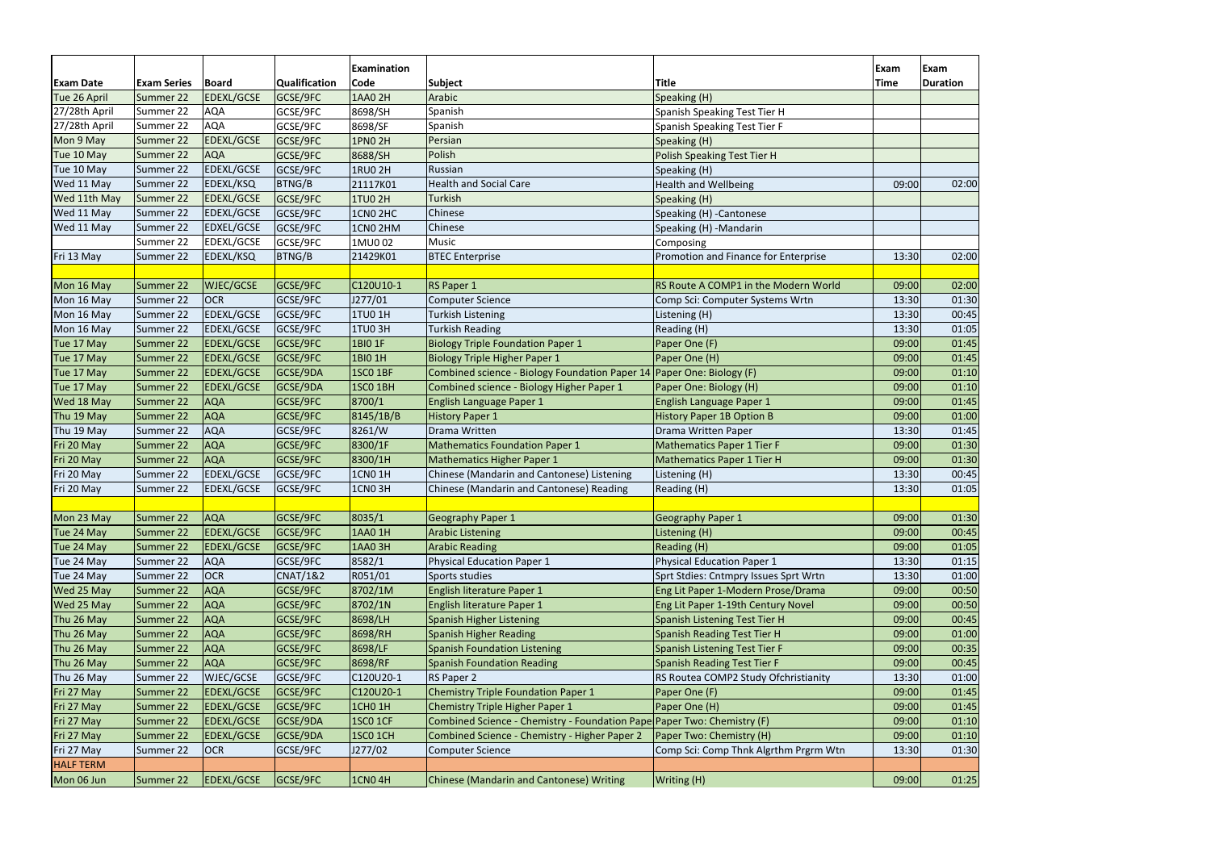| Exam Date | Exam Series | Board | Qualification | Examination Code | Subject | Title | Exam Time | Exam Duration |
|---|---|---|---|---|---|---|---|---|
| Tue 26 April | Summer 22 | EDEXL/GCSE | GCSE/9FC | 1AA0 2H | Arabic | Speaking (H) | | |
| 27/28th April | Summer 22 | AQA | GCSE/9FC | 8698/SH | Spanish | Spanish Speaking Test Tier H | | |
| 27/28th April | Summer 22 | AQA | GCSE/9FC | 8698/SF | Spanish | Spanish Speaking Test Tier F | | |
| Mon 9 May | Summer 22 | EDEXL/GCSE | GCSE/9FC | 1PN0 2H | Persian | Speaking (H) | | |
| Tue 10 May | Summer 22 | AQA | GCSE/9FC | 8688/SH | Polish | Polish Speaking Test Tier H | | |
| Tue 10 May | Summer 22 | EDEXL/GCSE | GCSE/9FC | 1RU0 2H | Russian | Speaking (H) | | |
| Wed 11 May | Summer 22 | EDEXL/KSQ | BTNG/B | 21117K01 | Health and Social Care | Health and Wellbeing | 09:00 | 02:00 |
| Wed 11th May | Summer 22 | EDEXL/GCSE | GCSE/9FC | 1TU0 2H | Turkish | Speaking (H) | | |
| Wed 11 May | Summer 22 | EDEXL/GCSE | GCSE/9FC | 1CN0 2HC | Chinese | Speaking (H) -Cantonese | | |
| Wed 11 May | Summer 22 | EDXEL/GCSE | GCSE/9FC | 1CN0 2HM | Chinese | Speaking (H) -Mandarin | | |
| | Summer 22 | EDEXL/GCSE | GCSE/9FC | 1MU0 02 | Music | Composing | | |
| Fri 13 May | Summer 22 | EDEXL/KSQ | BTNG/B | 21429K01 | BTEC Enterprise | Promotion and Finance for Enterprise | 13:30 | 02:00 |
| | | | | | | | | |
| Mon 16 May | Summer 22 | WJEC/GCSE | GCSE/9FC | C120U10-1 | RS Paper 1 | RS Route A COMP1 in the Modern World | 09:00 | 02:00 |
| Mon 16 May | Summer 22 | OCR | GCSE/9FC | J277/01 | Computer Science | Comp Sci: Computer Systems Wrtn | 13:30 | 01:30 |
| Mon 16 May | Summer 22 | EDEXL/GCSE | GCSE/9FC | 1TU0 1H | Turkish Listening | Listening (H) | 13:30 | 00:45 |
| Mon 16 May | Summer 22 | EDEXL/GCSE | GCSE/9FC | 1TU0 3H | Turkish Reading | Reading (H) | 13:30 | 01:05 |
| Tue 17 May | Summer 22 | EDEXL/GCSE | GCSE/9FC | 1BI0 1F | Biology Triple Foundation Paper 1 | Paper One (F) | 09:00 | 01:45 |
| Tue 17 May | Summer 22 | EDEXL/GCSE | GCSE/9FC | 1BI0 1H | Biology Triple Higher Paper 1 | Paper One (H) | 09:00 | 01:45 |
| Tue 17 May | Summer 22 | EDEXL/GCSE | GCSE/9DA | 1SC0 1BF | Combined science - Biology Foundation Paper 14 | Paper One: Biology (F) | 09:00 | 01:10 |
| Tue 17 May | Summer 22 | EDEXL/GCSE | GCSE/9DA | 1SC0 1BH | Combined science - Biology Higher Paper 1 | Paper One: Biology (H) | 09:00 | 01:10 |
| Wed 18 May | Summer 22 | AQA | GCSE/9FC | 8700/1 | English Language Paper 1 | English Language Paper 1 | 09:00 | 01:45 |
| Thu 19 May | Summer 22 | AQA | GCSE/9FC | 8145/1B/B | History Paper 1 | History Paper 1B Option B | 09:00 | 01:00 |
| Thu 19 May | Summer 22 | AQA | GCSE/9FC | 8261/W | Drama Written | Drama Written Paper | 13:30 | 01:45 |
| Fri 20 May | Summer 22 | AQA | GCSE/9FC | 8300/1F | Mathematics Foundation Paper 1 | Mathematics Paper 1 Tier F | 09:00 | 01:30 |
| Fri 20 May | Summer 22 | AQA | GCSE/9FC | 8300/1H | Mathematics Higher Paper 1 | Mathematics Paper 1 Tier H | 09:00 | 01:30 |
| Fri 20 May | Summer 22 | EDEXL/GCSE | GCSE/9FC | 1CN0 1H | Chinese (Mandarin and Cantonese) Listening | Listening (H) | 13:30 | 00:45 |
| Fri 20 May | Summer 22 | EDEXL/GCSE | GCSE/9FC | 1CN0 3H | Chinese (Mandarin and Cantonese) Reading | Reading (H) | 13:30 | 01:05 |
| | | | | | | | | |
| Mon 23 May | Summer 22 | AQA | GCSE/9FC | 8035/1 | Geography Paper 1 | Geography Paper 1 | 09:00 | 01:30 |
| Tue 24 May | Summer 22 | EDEXL/GCSE | GCSE/9FC | 1AA0 1H | Arabic Listening | Listening (H) | 09:00 | 00:45 |
| Tue 24 May | Summer 22 | EDEXL/GCSE | GCSE/9FC | 1AA0 3H | Arabic Reading | Reading (H) | 09:00 | 01:05 |
| Tue 24 May | Summer 22 | AQA | GCSE/9FC | 8582/1 | Physical Education Paper 1 | Physical Education Paper 1 | 13:30 | 01:15 |
| Tue 24 May | Summer 22 | OCR | CNAT/1&2 | R051/01 | Sports studies | Sprt Stdies: Cntmpry Issues Sprt Wrtn | 13:30 | 01:00 |
| Wed 25 May | Summer 22 | AQA | GCSE/9FC | 8702/1M | English literature Paper 1 | Eng Lit Paper 1-Modern Prose/Drama | 09:00 | 00:50 |
| Wed 25 May | Summer 22 | AQA | GCSE/9FC | 8702/1N | English literature Paper 1 | Eng Lit Paper 1-19th Century Novel | 09:00 | 00:50 |
| Thu 26 May | Summer 22 | AQA | GCSE/9FC | 8698/LH | Spanish Higher Listening | Spanish Listening Test Tier H | 09:00 | 00:45 |
| Thu 26 May | Summer 22 | AQA | GCSE/9FC | 8698/RH | Spanish Higher Reading | Spanish Reading Test Tier H | 09:00 | 01:00 |
| Thu 26 May | Summer 22 | AQA | GCSE/9FC | 8698/LF | Spanish Foundation Listening | Spanish Listening Test Tier F | 09:00 | 00:35 |
| Thu 26 May | Summer 22 | AQA | GCSE/9FC | 8698/RF | Spanish Foundation Reading | Spanish Reading Test Tier F | 09:00 | 00:45 |
| Thu 26 May | Summer 22 | WJEC/GCSE | GCSE/9FC | C120U20-1 | RS Paper 2 | RS Routea COMP2 Study Ofchristianity | 13:30 | 01:00 |
| Fri 27 May | Summer 22 | EDEXL/GCSE | GCSE/9FC | C120U20-1 | Chemistry Triple Foundation Paper 1 | Paper One (F) | 09:00 | 01:45 |
| Fri 27 May | Summer 22 | EDEXL/GCSE | GCSE/9FC | 1CH0 1H | Chemistry Triple Higher Paper 1 | Paper One (H) | 09:00 | 01:45 |
| Fri 27 May | Summer 22 | EDEXL/GCSE | GCSE/9DA | 1SC0 1CF | Combined Science - Chemistry - Foundation Pape | Paper Two: Chemistry (F) | 09:00 | 01:10 |
| Fri 27 May | Summer 22 | EDEXL/GCSE | GCSE/9DA | 1SC0 1CH | Combined Science - Chemistry - Higher Paper 2 | Paper Two: Chemistry (H) | 09:00 | 01:10 |
| Fri 27 May | Summer 22 | OCR | GCSE/9FC | J277/02 | Computer Science | Comp Sci: Comp Thnk Algrthm Prgrm Wtn | 13:30 | 01:30 |
| HALF TERM | | | | | | | | |
| Mon 06 Jun | Summer 22 | EDEXL/GCSE | GCSE/9FC | 1CN0 4H | Chinese (Mandarin and Cantonese) Writing | Writing (H) | 09:00 | 01:25 |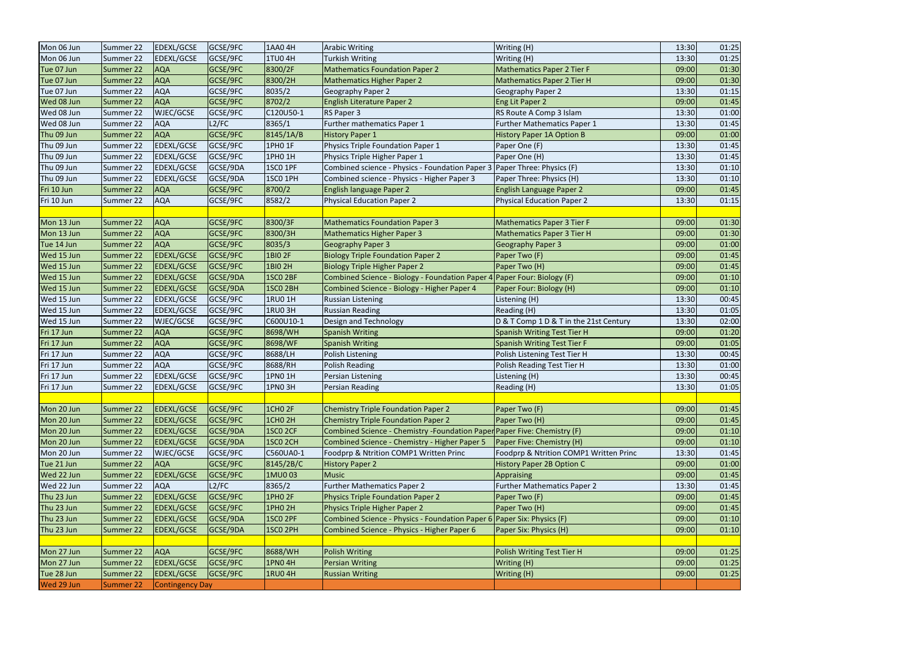| | | | | | | | | |
|---|---|---|---|---|---|---|---|---|
| Mon 06 Jun | Summer 22 | EDEXL/GCSE | GCSE/9FC | 1AA0 4H | Arabic Writing | Writing (H) | 13:30 | 01:25 |
| Mon 06 Jun | Summer 22 | EDEXL/GCSE | GCSE/9FC | 1TU0 4H | Turkish Writing | Writing (H) | 13:30 | 01:25 |
| Tue 07 Jun | Summer 22 | AQA | GCSE/9FC | 8300/2F | Mathematics Foundation Paper 2 | Mathematics Paper 2 Tier F | 09:00 | 01:30 |
| Tue 07 Jun | Summer 22 | AQA | GCSE/9FC | 8300/2H | Mathematics Higher Paper 2 | Mathematics Paper 2 Tier H | 09:00 | 01:30 |
| Tue 07 Jun | Summer 22 | AQA | GCSE/9FC | 8035/2 | Geography Paper 2 | Geography Paper 2 | 13:30 | 01:15 |
| Wed 08 Jun | Summer 22 | AQA | GCSE/9FC | 8702/2 | English Literature Paper 2 | Eng Lit Paper 2 | 09:00 | 01:45 |
| Wed 08 Jun | Summer 22 | WJEC/GCSE | GCSE/9FC | C120U50-1 | RS Paper 3 | RS Route A Comp 3 Islam | 13:30 | 01:00 |
| Wed 08 Jun | Summer 22 | AQA | L2/FC | 8365/1 | Further mathematics Paper 1 | Further Mathematics Paper 1 | 13:30 | 01:45 |
| Thu 09 Jun | Summer 22 | AQA | GCSE/9FC | 8145/1A/B | History Paper 1 | History Paper 1A Option B | 09:00 | 01:00 |
| Thu 09 Jun | Summer 22 | EDEXL/GCSE | GCSE/9FC | 1PH0 1F | Physics Triple Foundation Paper 1 | Paper One (F) | 13:30 | 01:45 |
| Thu 09 Jun | Summer 22 | EDEXL/GCSE | GCSE/9FC | 1PH0 1H | Physics Triple Higher Paper 1 | Paper One (H) | 13:30 | 01:45 |
| Thu 09 Jun | Summer 22 | EDEXL/GCSE | GCSE/9DA | 1SC0 1PF | Combined science - Physics - Foundation Paper 3 | Paper Three: Physics (F) | 13:30 | 01:10 |
| Thu 09 Jun | Summer 22 | EDEXL/GCSE | GCSE/9DA | 1SC0 1PH | Combined science - Physics - Higher Paper 3 | Paper Three: Physics (H) | 13:30 | 01:10 |
| Fri 10 Jun | Summer 22 | AQA | GCSE/9FC | 8700/2 | English language Paper 2 | English Language Paper 2 | 09:00 | 01:45 |
| Fri 10 Jun | Summer 22 | AQA | GCSE/9FC | 8582/2 | Physical Education Paper 2 | Physical Education Paper 2 | 13:30 | 01:15 |
| | | | | | | | | |
| Mon 13 Jun | Summer 22 | AQA | GCSE/9FC | 8300/3F | Mathematics Foundation Paper 3 | Mathematics Paper 3 Tier F | 09:00 | 01:30 |
| Mon 13 Jun | Summer 22 | AQA | GCSE/9FC | 8300/3H | Mathematics Higher Paper 3 | Mathematics Paper 3 Tier H | 09:00 | 01:30 |
| Tue 14 Jun | Summer 22 | AQA | GCSE/9FC | 8035/3 | Geography Paper 3 | Geography Paper 3 | 09:00 | 01:00 |
| Wed 15 Jun | Summer 22 | EDEXL/GCSE | GCSE/9FC | 1BI0 2F | Biology Triple Foundation Paper 2 | Paper Two (F) | 09:00 | 01:45 |
| Wed 15 Jun | Summer 22 | EDEXL/GCSE | GCSE/9FC | 1BI0 2H | Biology Triple Higher Paper 2 | Paper Two (H) | 09:00 | 01:45 |
| Wed 15 Jun | Summer 22 | EDEXL/GCSE | GCSE/9DA | 1SC0 2BF | Combined Science - Biology - Foundation Paper 4 | Paper Four: Biology (F) | 09:00 | 01:10 |
| Wed 15 Jun | Summer 22 | EDEXL/GCSE | GCSE/9DA | 1SC0 2BH | Combined Science - Biology - Higher Paper 4 | Paper Four: Biology (H) | 09:00 | 01:10 |
| Wed 15 Jun | Summer 22 | EDEXL/GCSE | GCSE/9FC | 1RU0 1H | Russian Listening | Listening (H) | 13:30 | 00:45 |
| Wed 15 Jun | Summer 22 | EDEXL/GCSE | GCSE/9FC | 1RU0 3H | Russian Reading | Reading (H) | 13:30 | 01:05 |
| Wed 15 Jun | Summer 22 | WJEC/GCSE | GCSE/9FC | C600U10-1 | Design and Technology | D & T Comp 1 D & T in the 21st Century | 13:30 | 02:00 |
| Fri 17 Jun | Summer 22 | AQA | GCSE/9FC | 8698/WH | Spanish Writing | Spanish Writing Test Tier H | 09:00 | 01:20 |
| Fri 17 Jun | Summer 22 | AQA | GCSE/9FC | 8698/WF | Spanish Writing | Spanish Writing Test Tier F | 09:00 | 01:05 |
| Fri 17 Jun | Summer 22 | AQA | GCSE/9FC | 8688/LH | Polish Listening | Polish Listening Test Tier H | 13:30 | 00:45 |
| Fri 17 Jun | Summer 22 | AQA | GCSE/9FC | 8688/RH | Polish Reading | Polish Reading Test Tier H | 13:30 | 01:00 |
| Fri 17 Jun | Summer 22 | EDEXL/GCSE | GCSE/9FC | 1PN0 1H | Persian Listening | Listening (H) | 13:30 | 00:45 |
| Fri 17 Jun | Summer 22 | EDEXL/GCSE | GCSE/9FC | 1PN0 3H | Persian Reading | Reading (H) | 13:30 | 01:05 |
| | | | | | | | | |
| Mon 20 Jun | Summer 22 | EDEXL/GCSE | GCSE/9FC | 1CH0 2F | Chemistry Triple Foundation Paper 2 | Paper Two (F) | 09:00 | 01:45 |
| Mon 20 Jun | Summer 22 | EDEXL/GCSE | GCSE/9FC | 1CH0 2H | Chemistry Triple Foundation Paper 2 | Paper Two (H) | 09:00 | 01:45 |
| Mon 20 Jun | Summer 22 | EDEXL/GCSE | GCSE/9DA | 1SC0 2CF | Combined Science - Chemistry -Foundation Paper | Paper Five: Chemistry (F) | 09:00 | 01:10 |
| Mon 20 Jun | Summer 22 | EDEXL/GCSE | GCSE/9DA | 1SC0 2CH | Combined Science - Chemistry - Higher Paper 5 | Paper Five: Chemistry (H) | 09:00 | 01:10 |
| Mon 20 Jun | Summer 22 | WJEC/GCSE | GCSE/9FC | C560UA0-1 | Foodprp & Ntrition COMP1 Written Princ | Foodprp & Ntrition COMP1 Written Princ | 13:30 | 01:45 |
| Tue 21 Jun | Summer 22 | AQA | GCSE/9FC | 8145/2B/C | History Paper 2 | History Paper 2B Option C | 09:00 | 01:00 |
| Wed 22 Jun | Summer 22 | EDEXL/GCSE | GCSE/9FC | 1MU0 03 | Music | Appraising | 09:00 | 01:45 |
| Wed 22 Jun | Summer 22 | AQA | L2/FC | 8365/2 | Further Mathematics Paper 2 | Further Mathematics Paper 2 | 13:30 | 01:45 |
| Thu 23 Jun | Summer 22 | EDEXL/GCSE | GCSE/9FC | 1PH0 2F | Physics Triple Foundation Paper 2 | Paper Two (F) | 09:00 | 01:45 |
| Thu 23 Jun | Summer 22 | EDEXL/GCSE | GCSE/9FC | 1PH0 2H | Physics Triple Higher Paper 2 | Paper Two (H) | 09:00 | 01:45 |
| Thu 23 Jun | Summer 22 | EDEXL/GCSE | GCSE/9DA | 1SC0 2PF | Combined Science - Physics - Foundation Paper 6 | Paper Six: Physics (F) | 09:00 | 01:10 |
| Thu 23 Jun | Summer 22 | EDEXL/GCSE | GCSE/9DA | 1SC0 2PH | Combined Science - Physics - Higher Paper 6 | Paper Six: Physics (H) | 09:00 | 01:10 |
| | | | | | | | | |
| Mon 27 Jun | Summer 22 | AQA | GCSE/9FC | 8688/WH | Polish Writing | Polish Writing Test Tier H | 09:00 | 01:25 |
| Mon 27 Jun | Summer 22 | EDEXL/GCSE | GCSE/9FC | 1PN0 4H | Persian Writing | Writing (H) | 09:00 | 01:25 |
| Tue 28 Jun | Summer 22 | EDEXL/GCSE | GCSE/9FC | 1RU0 4H | Russian Writing | Writing (H) | 09:00 | 01:25 |
| Wed 29 Jun | Summer 22 | Contingency Day | | | | | | |